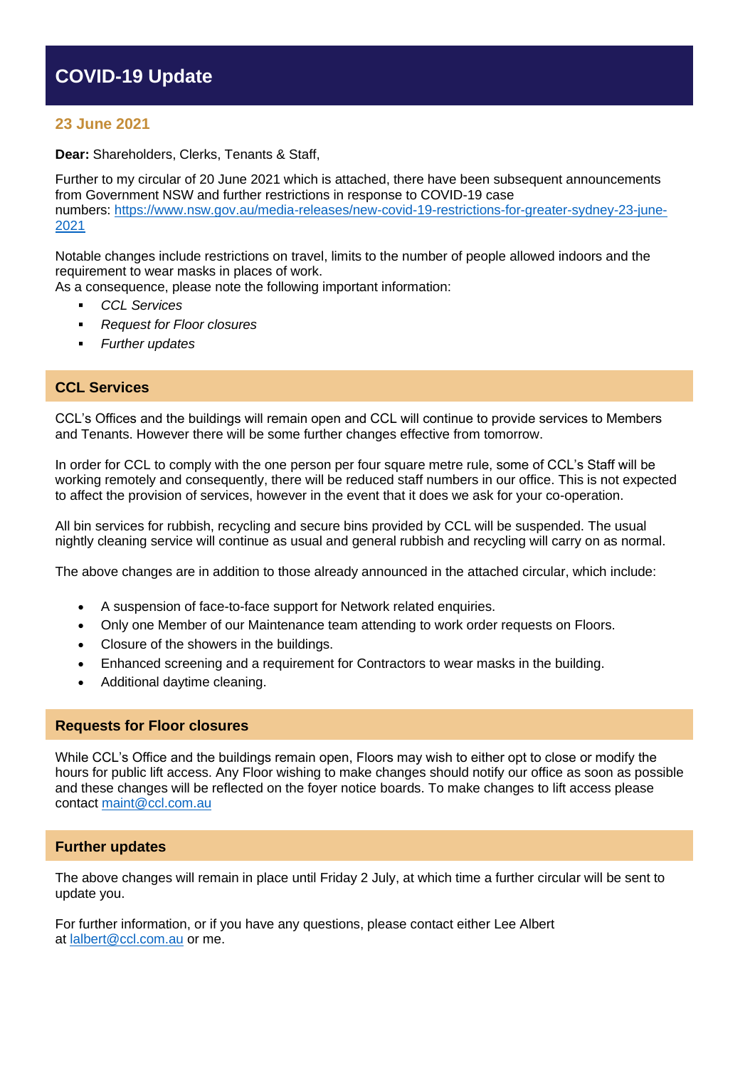# COVID-19 Update

### 23 June 2021

**Dear:** Shareholders, Clerks, Tenants & Staff,

Further to my circular of 20 June 2021 which is attached, there have been subsequent announcements from Government NSW and further restrictions in response to COVID-19 case numbers: [https://www.nsw.gov.au/media-releases/new-covid-19-restrictions-for-greater-sydney-23-june-2021](https://www.nsw.gov.au/media-releases/new-covid-19-restrictions-for-greater-sydney-23-june-2021)

Notable changes include restrictions on travel, limits to the number of people allowed indoors and the requirement to wear masks in places of work.
As a consequence, please note the following important information:

- *CCL Services*
- *Request for Floor closures*
- *Further updates*

## CCL Services

CCL's Offices and the buildings will remain open and CCL will continue to provide services to Members and Tenants. However there will be some further changes effective from tomorrow.

In order for CCL to comply with the one person per four square metre rule, some of CCL's Staff will be working remotely and consequently, there will be reduced staff numbers in our office. This is not expected to affect the provision of services, however in the event that it does we ask for your co-operation.

All bin services for rubbish, recycling and secure bins provided by CCL will be suspended. The usual nightly cleaning service will continue as usual and general rubbish and recycling will carry on as normal.

The above changes are in addition to those already announced in the attached circular, which include:

- A suspension of face-to-face support for Network related enquiries.
- Only one Member of our Maintenance team attending to work order requests on Floors.
- Closure of the showers in the buildings.
- Enhanced screening and a requirement for Contractors to wear masks in the building.
- Additional daytime cleaning.

## Requests for Floor closures

While CCL's Office and the buildings remain open, Floors may wish to either opt to close or modify the hours for public lift access. Any Floor wishing to make changes should notify our office as soon as possible and these changes will be reflected on the foyer notice boards. To make changes to lift access please contact [maint@ccl.com.au](mailto:maint@ccl.com.au)

## Further updates

The above changes will remain in place until Friday 2 July, at which time a further circular will be sent to update you.

For further information, or if you have any questions, please contact either Lee Albert at [lalbert@ccl.com.au](mailto:lalbert@ccl.com.au) or me.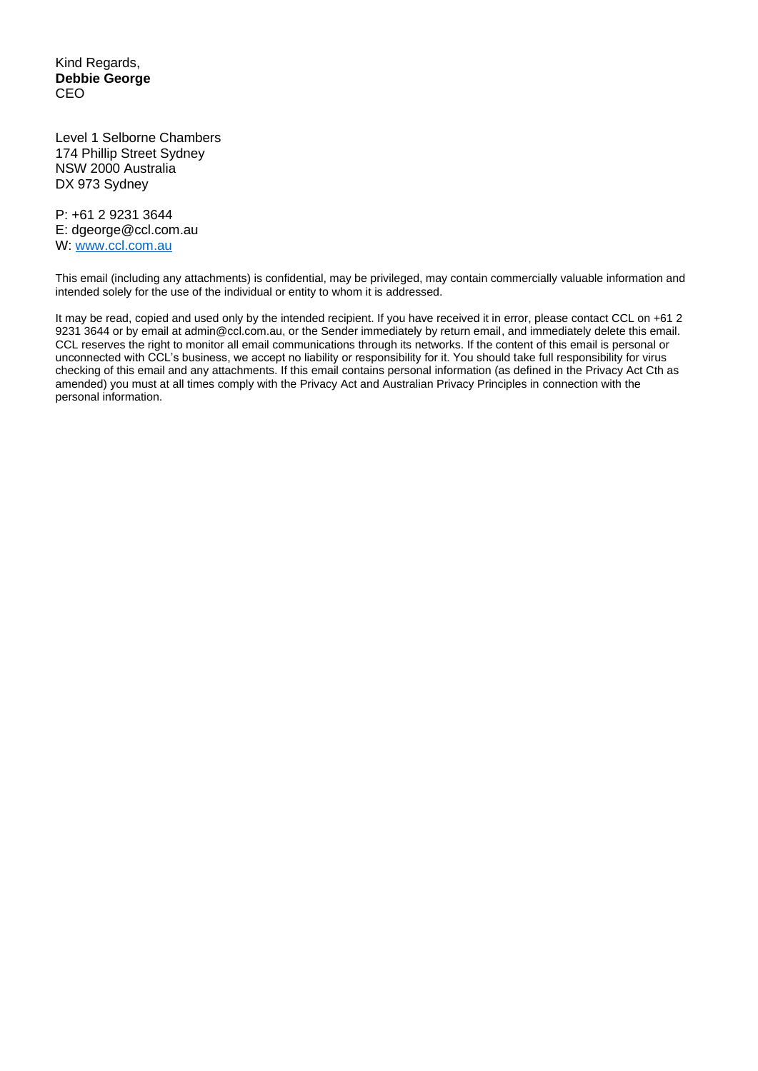Kind Regards,
**Debbie George**
CEO

Level 1 Selborne Chambers
174 Phillip Street Sydney
NSW 2000 Australia
DX 973 Sydney

P: +61 2 9231 3644
E: dgeorge@ccl.com.au
W: [www.ccl.com.au](http://www.ccl.com.au)

This email (including any attachments) is confidential, may be privileged, may contain commercially valuable information and intended solely for the use of the individual or entity to whom it is addressed.

It may be read, copied and used only by the intended recipient. If you have received it in error, please contact CCL on +61 2 9231 3644 or by email at admin@ccl.com.au, or the Sender immediately by return email, and immediately delete this email. CCL reserves the right to monitor all email communications through its networks. If the content of this email is personal or unconnected with CCL's business, we accept no liability or responsibility for it. You should take full responsibility for virus checking of this email and any attachments. If this email contains personal information (as defined in the Privacy Act Cth as amended) you must at all times comply with the Privacy Act and Australian Privacy Principles in connection with the personal information.